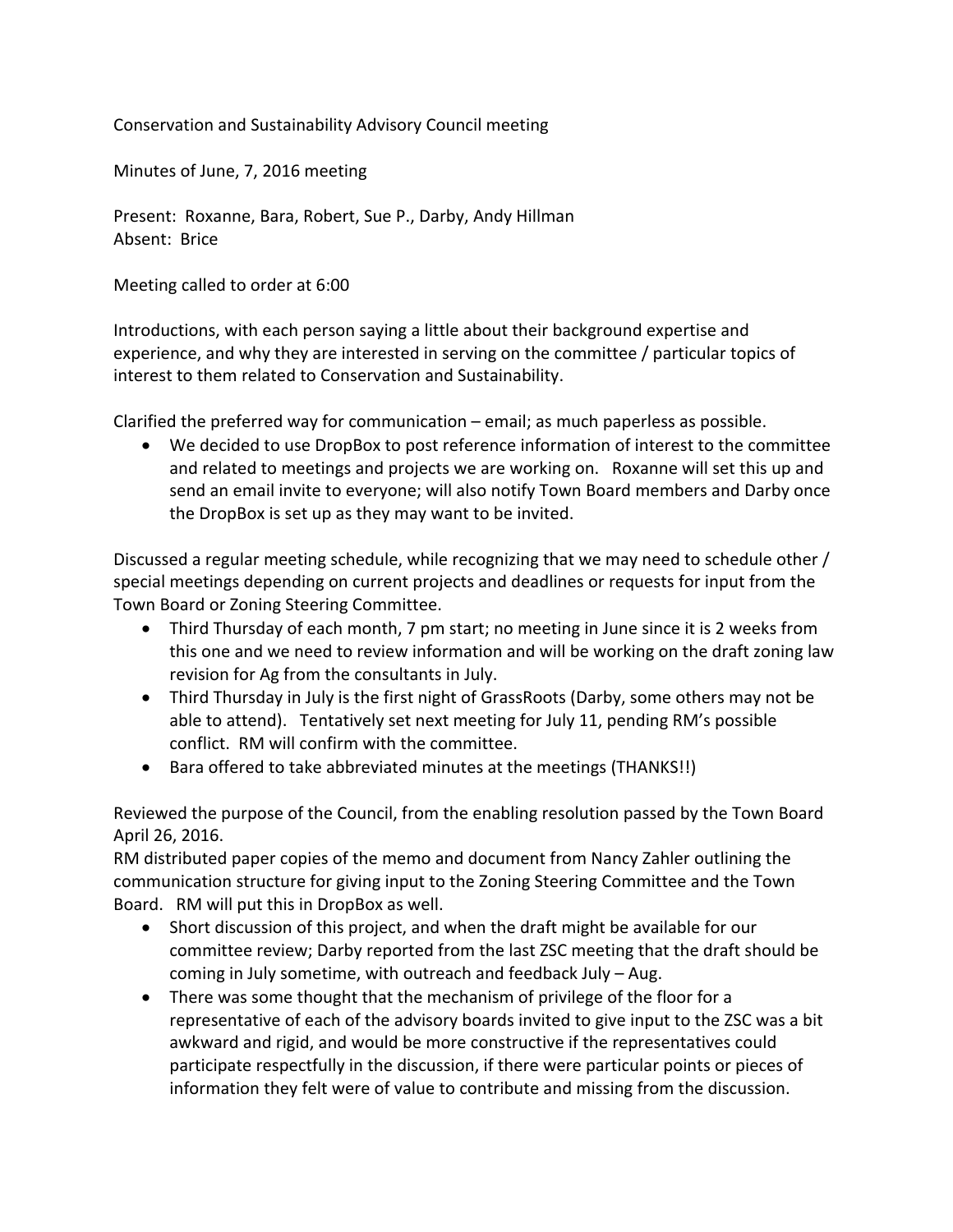Conservation and Sustainability Advisory Council meeting

Minutes of June, 7, 2016 meeting

Present: Roxanne, Bara, Robert, Sue P., Darby, Andy Hillman
Absent: Brice

Meeting called to order at 6:00

Introductions, with each person saying a little about their background expertise and experience, and why they are interested in serving on the committee / particular topics of interest to them related to Conservation and Sustainability.

Clarified the preferred way for communication – email; as much paperless as possible.

- We decided to use DropBox to post reference information of interest to the committee and related to meetings and projects we are working on. Roxanne will set this up and send an email invite to everyone; will also notify Town Board members and Darby once the DropBox is set up as they may want to be invited.

Discussed a regular meeting schedule, while recognizing that we may need to schedule other / special meetings depending on current projects and deadlines or requests for input from the Town Board or Zoning Steering Committee.

- Third Thursday of each month, 7 pm start; no meeting in June since it is 2 weeks from this one and we need to review information and will be working on the draft zoning law revision for Ag from the consultants in July.
- Third Thursday in July is the first night of GrassRoots (Darby, some others may not be able to attend). Tentatively set next meeting for July 11, pending RM's possible conflict. RM will confirm with the committee.
- Bara offered to take abbreviated minutes at the meetings (THANKS!!)

Reviewed the purpose of the Council, from the enabling resolution passed by the Town Board April 26, 2016.
RM distributed paper copies of the memo and document from Nancy Zahler outlining the communication structure for giving input to the Zoning Steering Committee and the Town Board. RM will put this in DropBox as well.

- Short discussion of this project, and when the draft might be available for our committee review; Darby reported from the last ZSC meeting that the draft should be coming in July sometime, with outreach and feedback July – Aug.
- There was some thought that the mechanism of privilege of the floor for a representative of each of the advisory boards invited to give input to the ZSC was a bit awkward and rigid, and would be more constructive if the representatives could participate respectfully in the discussion, if there were particular points or pieces of information they felt were of value to contribute and missing from the discussion.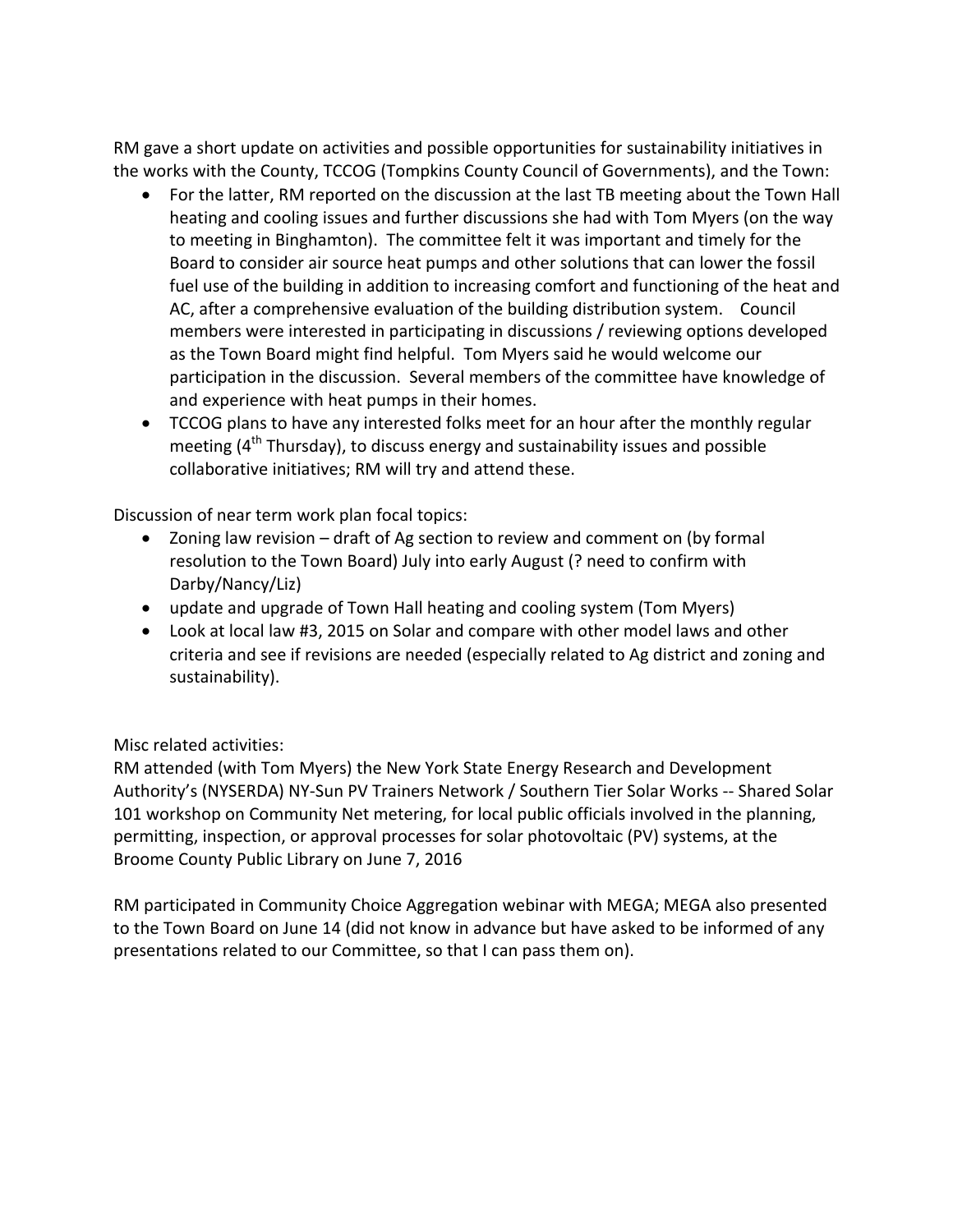RM gave a short update on activities and possible opportunities for sustainability initiatives in the works with the County, TCCOG (Tompkins County Council of Governments), and the Town:

- For the latter, RM reported on the discussion at the last TB meeting about the Town Hall heating and cooling issues and further discussions she had with Tom Myers (on the way to meeting in Binghamton). The committee felt it was important and timely for the Board to consider air source heat pumps and other solutions that can lower the fossil fuel use of the building in addition to increasing comfort and functioning of the heat and AC, after a comprehensive evaluation of the building distribution system. Council members were interested in participating in discussions / reviewing options developed as the Town Board might find helpful. Tom Myers said he would welcome our participation in the discussion. Several members of the committee have knowledge of and experience with heat pumps in their homes.
- TCCOG plans to have any interested folks meet for an hour after the monthly regular meeting (4th Thursday), to discuss energy and sustainability issues and possible collaborative initiatives; RM will try and attend these.

Discussion of near term work plan focal topics:

- Zoning law revision – draft of Ag section to review and comment on (by formal resolution to the Town Board) July into early August (? need to confirm with Darby/Nancy/Liz)
- update and upgrade of Town Hall heating and cooling system (Tom Myers)
- Look at local law #3, 2015 on Solar and compare with other model laws and other criteria and see if revisions are needed (especially related to Ag district and zoning and sustainability).

Misc related activities:

RM attended (with Tom Myers) the New York State Energy Research and Development Authority's (NYSERDA) NY-Sun PV Trainers Network / Southern Tier Solar Works -- Shared Solar 101 workshop on Community Net metering, for local public officials involved in the planning, permitting, inspection, or approval processes for solar photovoltaic (PV) systems, at the Broome County Public Library on June 7, 2016

RM participated in Community Choice Aggregation webinar with MEGA; MEGA also presented to the Town Board on June 14 (did not know in advance but have asked to be informed of any presentations related to our Committee, so that I can pass them on).